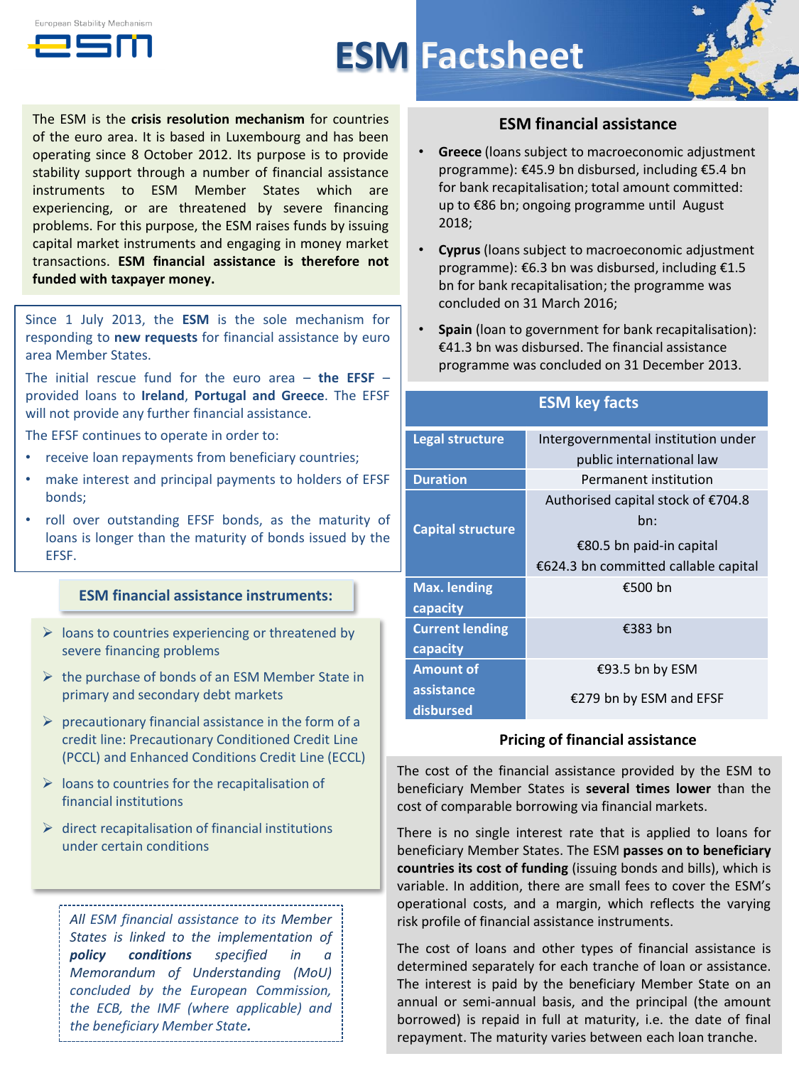# ESM Factsheet

The ESM is the **crisis resolution mechanism** for countries of the euro area. It is based in Luxembourg and has been operating since 8 October 2012. Its purpose is to provide stability support through a number of financial assistance instruments to ESM Member States which are experiencing, or are threatened by severe financing problems. For this purpose, the ESM raises funds by issuing capital market instruments and engaging in money market transactions. **ESM financial assistance is therefore not funded with taxpayer money.**

Since 1 July 2013, the **ESM** is the sole mechanism for responding to **new requests** for financial assistance by euro area Member States.

The initial rescue fund for the euro area – **the EFSF** – provided loans to **Ireland**, **Portugal and Greece**. The EFSF will not provide any further financial assistance.

The EFSF continues to operate in order to:

- receive loan repayments from beneficiary countries;
- make interest and principal payments to holders of EFSF bonds;
- roll over outstanding EFSF bonds, as the maturity of loans is longer than the maturity of bonds issued by the EFSF.

## ESM financial assistance instruments:

- loans to countries experiencing or threatened by severe financing problems
- the purchase of bonds of an ESM Member State in primary and secondary debt markets
- precautionary financial assistance in the form of a credit line: Precautionary Conditioned Credit Line (PCCL) and Enhanced Conditions Credit Line (ECCL)
- loans to countries for the recapitalisation of financial institutions
- direct recapitalisation of financial institutions under certain conditions

*All ESM financial assistance to its Member States is linked to the implementation of **policy conditions** specified in a Memorandum of Understanding (MoU) concluded by the European Commission, the ECB, the IMF (where applicable) and the beneficiary Member State.*

## ESM financial assistance

- **Greece** (loans subject to macroeconomic adjustment programme): €45.9 bn disbursed, including €5.4 bn for bank recapitalisation; total amount committed: up to €86 bn; ongoing programme until August 2018;
- **Cyprus** (loans subject to macroeconomic adjustment programme): €6.3 bn was disbursed, including €1.5 bn for bank recapitalisation; the programme was concluded on 31 March 2016;
- **Spain** (loan to government for bank recapitalisation): €41.3 bn was disbursed. The financial assistance programme was concluded on 31 December 2013.

## ESM key facts

| | |
|---|---|
| **Legal structure** | Intergovernmental institution under public international law |
| **Duration** | Permanent institution |
| **Capital structure** | Authorised capital stock of €704.8 bn:<br>€80.5 bn paid-in capital<br>€624.3 bn committed callable capital |
| **Max. lending capacity** | €500 bn |
| **Current lending capacity** | €383 bn |
| **Amount of assistance disbursed** | €93.5 bn by ESM<br>€279 bn by ESM and EFSF |

## Pricing of financial assistance

The cost of the financial assistance provided by the ESM to beneficiary Member States is **several times lower** than the cost of comparable borrowing via financial markets.

There is no single interest rate that is applied to loans for beneficiary Member States. The ESM **passes on to beneficiary countries its cost of funding** (issuing bonds and bills), which is variable. In addition, there are small fees to cover the ESM's operational costs, and a margin, which reflects the varying risk profile of financial assistance instruments.

The cost of loans and other types of financial assistance is determined separately for each tranche of loan or assistance. The interest is paid by the beneficiary Member State on an annual or semi-annual basis, and the principal (the amount borrowed) is repaid in full at maturity, i.e. the date of final repayment. The maturity varies between each loan tranche.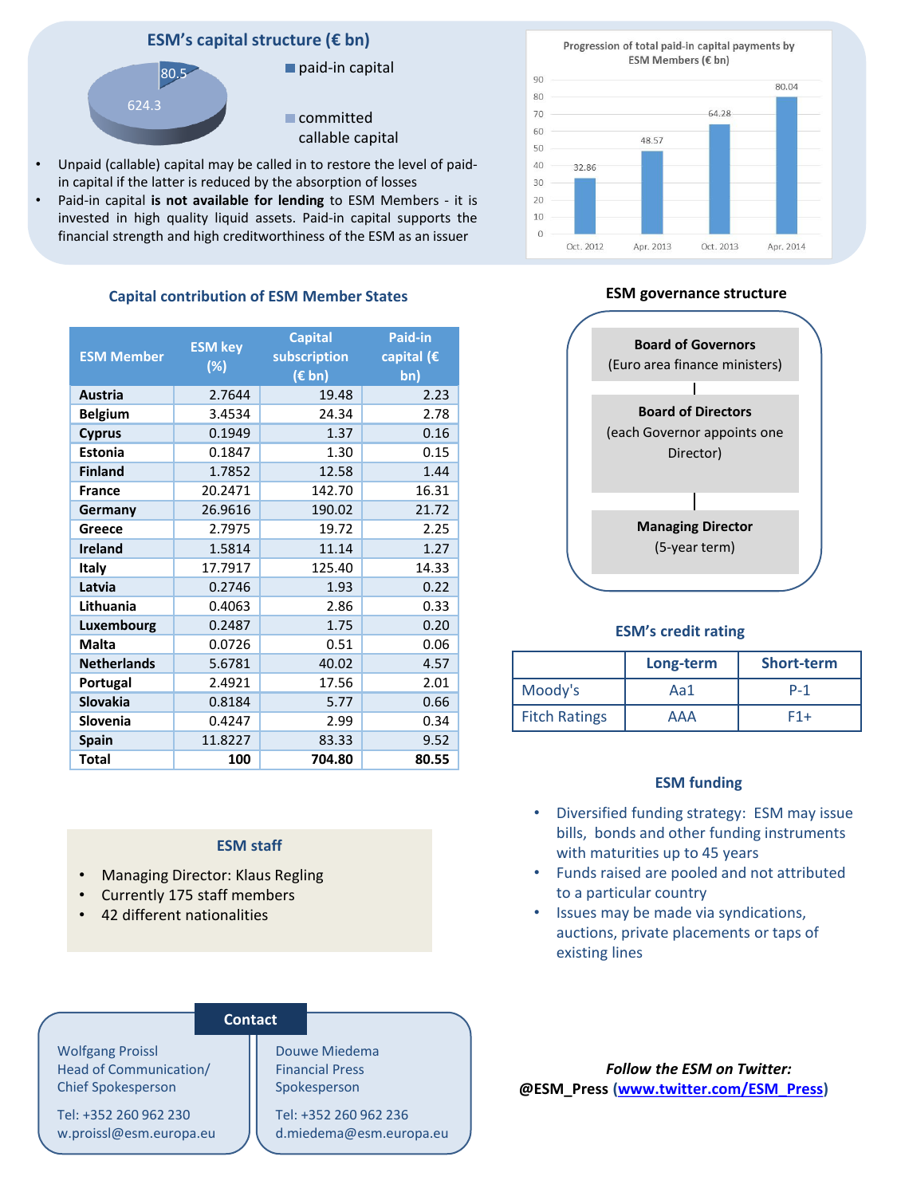## ESM's capital structure (€ bn)

80.5
624.3
paid-in capital
committed callable capital

- Unpaid (callable) capital may be called in to restore the level of paid-in capital if the latter is reduced by the absorption of losses
- Paid-in capital **is not available for lending** to ESM Members - it is invested in high quality liquid assets. Paid-in capital supports the financial strength and high creditworthiness of the ESM as an issuer

Progression of total paid-in capital payments by ESM Members (€ bn)

90
80
70
60
50
40
30
20
10
0

32.86
48.57
64.28
80.04

Oct. 2012
Apr. 2013
Oct. 2013
Apr. 2014

## Capital contribution of ESM Member States

| ESM Member | ESM key (%) | Capital subscription (€ bn) | Paid-in capital (€ bn) |
|---|---|---|---|
| **Austria** | 2.7644 | 19.48 | 2.23 |
| **Belgium** | 3.4534 | 24.34 | 2.78 |
| **Cyprus** | 0.1949 | 1.37 | 0.16 |
| **Estonia** | 0.1847 | 1.30 | 0.15 |
| **Finland** | 1.7852 | 12.58 | 1.44 |
| **France** | 20.2471 | 142.70 | 16.31 |
| **Germany** | 26.9616 | 190.02 | 21.72 |
| **Greece** | 2.7975 | 19.72 | 2.25 |
| **Ireland** | 1.5814 | 11.14 | 1.27 |
| **Italy** | 17.7917 | 125.40 | 14.33 |
| **Latvia** | 0.2746 | 1.93 | 0.22 |
| **Lithuania** | 0.4063 | 2.86 | 0.33 |
| **Luxembourg** | 0.2487 | 1.75 | 0.20 |
| **Malta** | 0.0726 | 0.51 | 0.06 |
| **Netherlands** | 5.6781 | 40.02 | 4.57 |
| **Portugal** | 2.4921 | 17.56 | 2.01 |
| **Slovakia** | 0.8184 | 5.77 | 0.66 |
| **Slovenia** | 0.4247 | 2.99 | 0.34 |
| **Spain** | 11.8227 | 83.33 | 9.52 |
| **Total** | **100** | **704.80** | **80.55** |

## ESM governance structure

**Board of Governors**
(Euro area finance ministers)

**Board of Directors**
(each Governor appoints one Director)

**Managing Director**
(5-year term)

## ESM's credit rating

| | Long-term | Short-term |
|---|---|---|
| Moody's | Aa1 | P-1 |
| Fitch Ratings | AAA | F1+ |

## ESM funding

- Diversified funding strategy: ESM may issue bills, bonds and other funding instruments with maturities up to 45 years
- Funds raised are pooled and not attributed to a particular country
- Issues may be made via syndications, auctions, private placements or taps of existing lines

## ESM staff

- Managing Director: Klaus Regling
- Currently 175 staff members
- 42 different nationalities

## Contact

Wolfgang Proissl
Head of Communication/
Chief Spokesperson

Tel: +352 260 962 230
w.proissl@esm.europa.eu

Douwe Miedema
Financial Press
Spokesperson

Tel: +352 260 962 236
d.miedema@esm.europa.eu

***Follow the ESM on Twitter:***
**@ESM_Press (www.twitter.com/ESM_Press)**